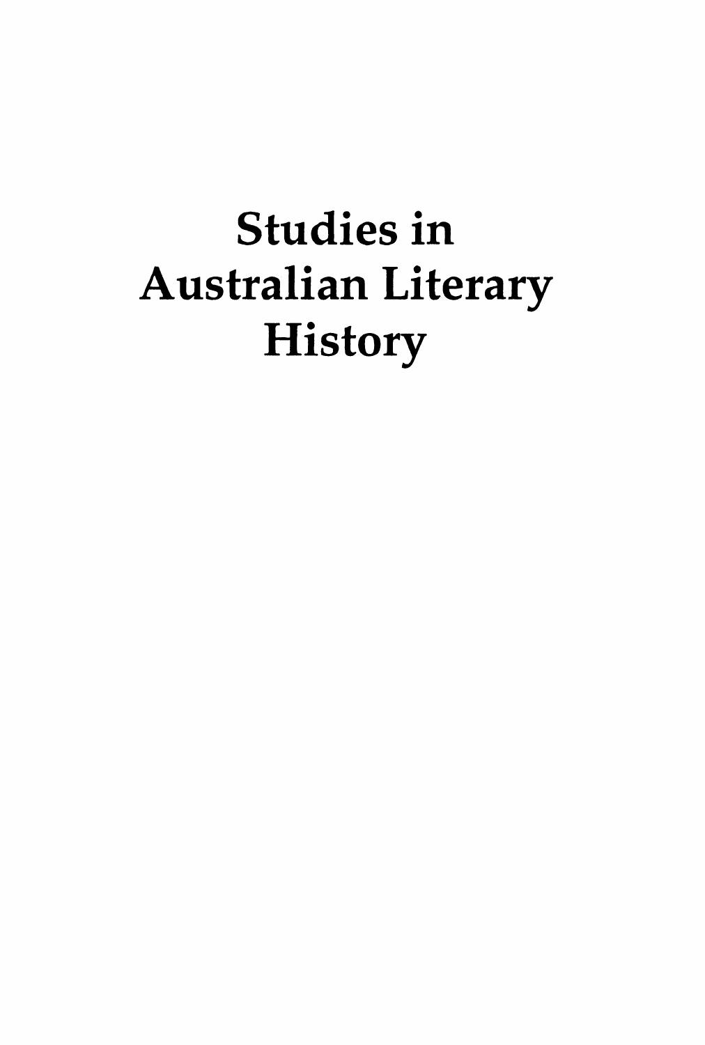# Studies in Australian Literary History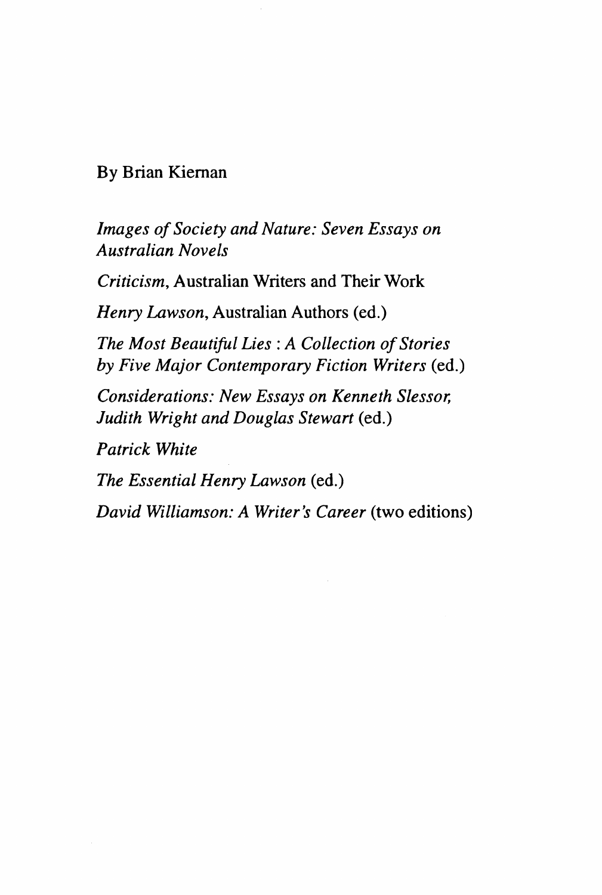By Brian Kiernan

*Images of Society and Nature: Seven Essays on Australian Novels*

*Criticism*, Australian Writers and Their Work

*Henry Lawson*, Australian Authors (ed.)

*The Most Beautiful Lies : A Collection of Stories by Five Major Contemporary Fiction Writers* (ed.)

*Considerations: New Essays on Kenneth Slessor, Judith Wright and Douglas Stewart* (ed.)

*Patrick White*

*The Essential Henry Lawson* (ed.)

*David Williamson: A Writer's Career* (two editions)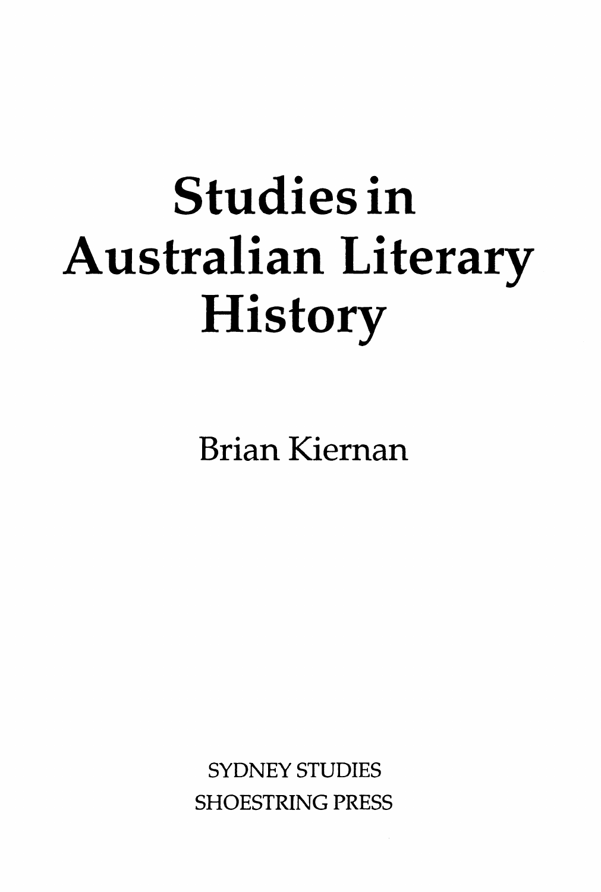# Studies in Australian Literary History

Brian Kiernan

SYDNEY STUDIES
SHOESTRING PRESS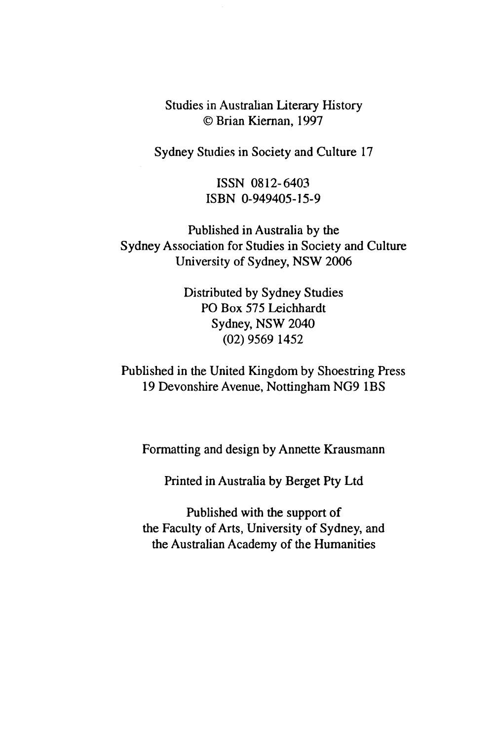Studies in Australian Literary History
© Brian Kiernan, 1997

Sydney Studies in Society and Culture 17

ISSN 0812-6403
ISBN 0-949405-15-9

Published in Australia by the
Sydney Association for Studies in Society and Culture
University of Sydney, NSW 2006

Distributed by Sydney Studies
PO Box 575 Leichhardt
Sydney, NSW 2040
(02) 9569 1452

Published in the United Kingdom by Shoestring Press
19 Devonshire Avenue, Nottingham NG9 1BS

Formatting and design by Annette Krausmann

Printed in Australia by Berget Pty Ltd

Published with the support of
the Faculty of Arts, University of Sydney, and
the Australian Academy of the Humanities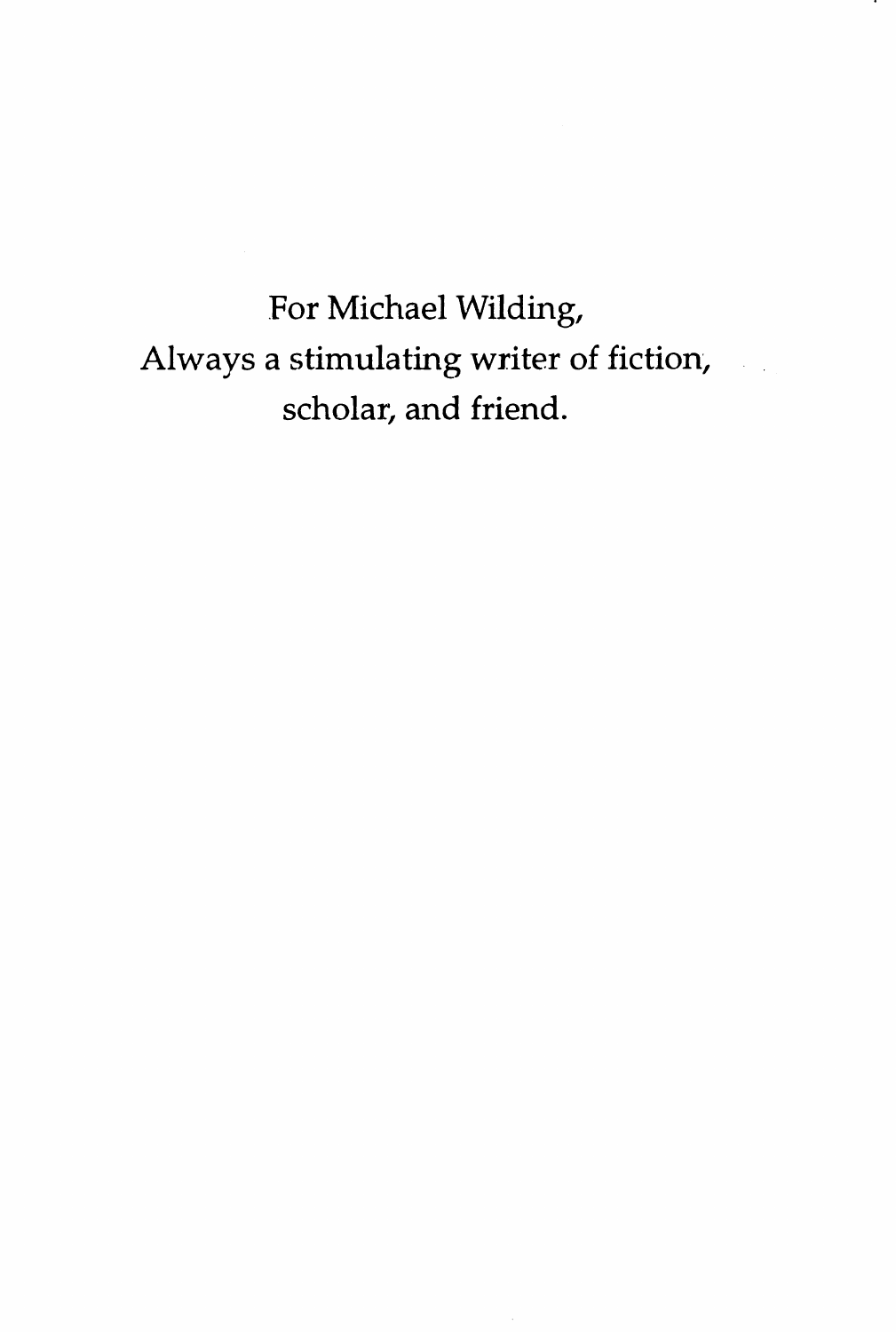For Michael Wilding,
Always a stimulating writer of fiction,
scholar, and friend.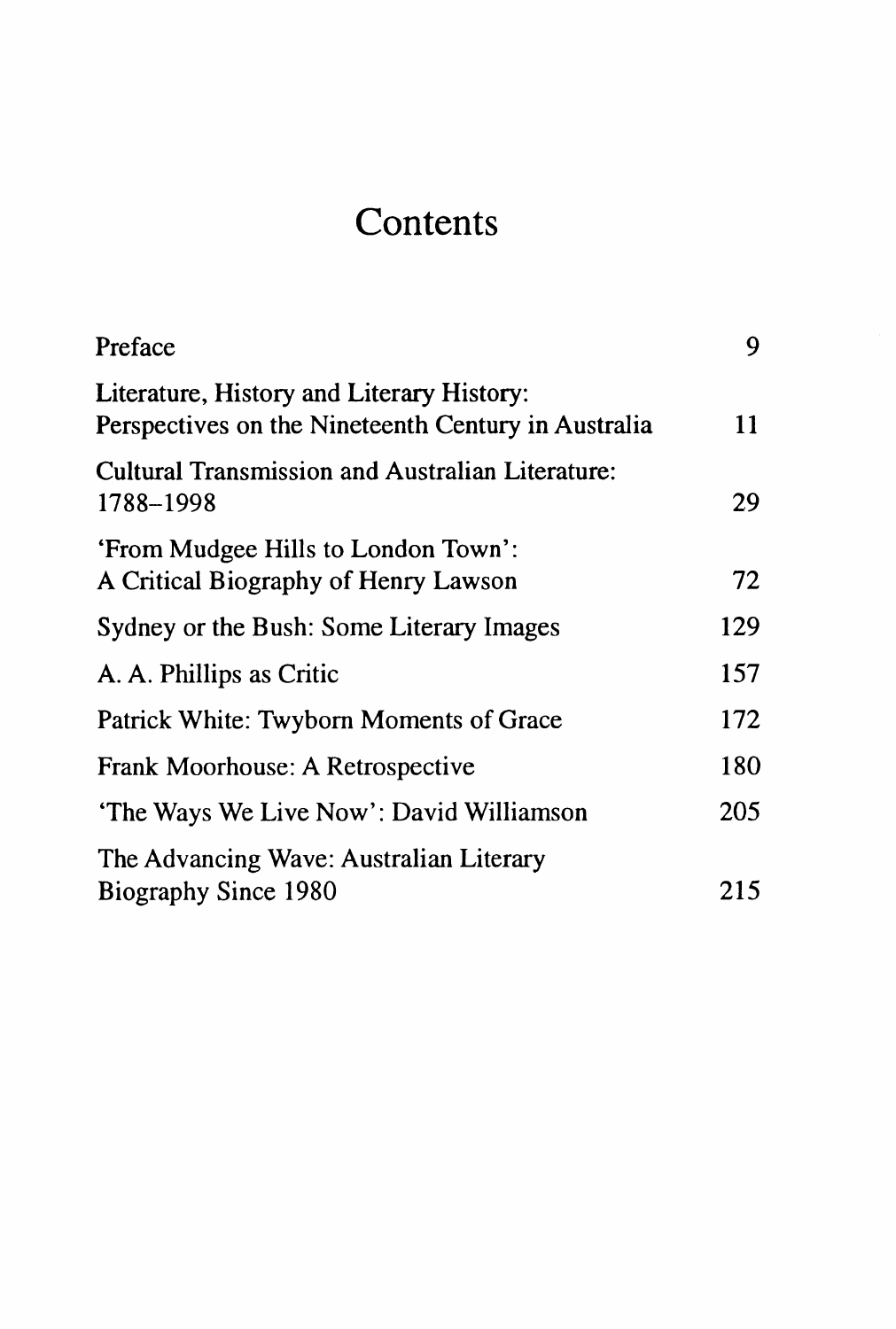# Contents

| | |
|---|---|
| Preface | 9 |
| Literature, History and Literary History: Perspectives on the Nineteenth Century in Australia | 11 |
| Cultural Transmission and Australian Literature: 1788–1998 | 29 |
| 'From Mudgee Hills to London Town': A Critical Biography of Henry Lawson | 72 |
| Sydney or the Bush: Some Literary Images | 129 |
| A. A. Phillips as Critic | 157 |
| Patrick White: Twyborn Moments of Grace | 172 |
| Frank Moorhouse: A Retrospective | 180 |
| 'The Ways We Live Now': David Williamson | 205 |
| The Advancing Wave: Australian Literary Biography Since 1980 | 215 |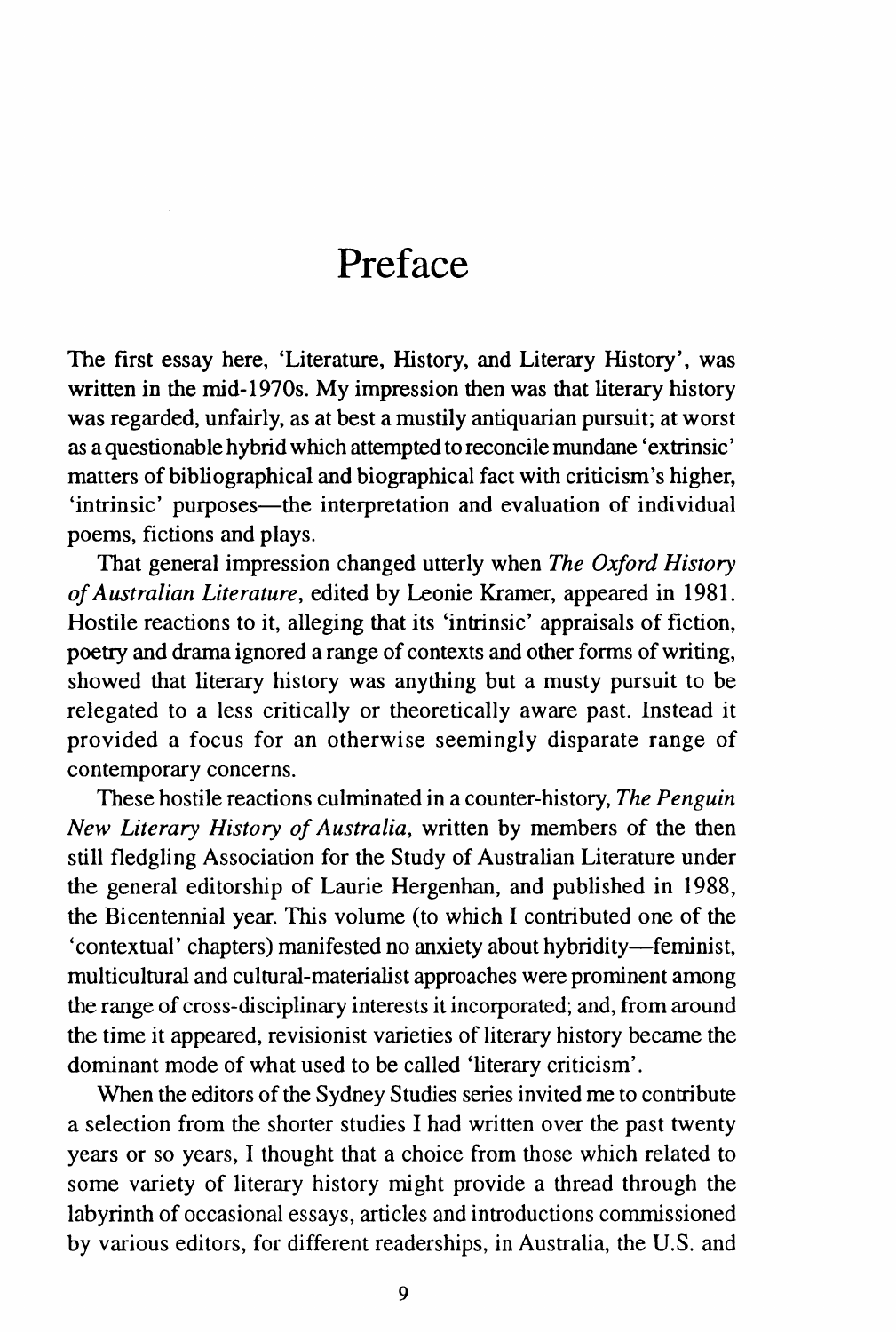# Preface

The first essay here, 'Literature, History, and Literary History', was written in the mid-1970s. My impression then was that literary history was regarded, unfairly, as at best a mustily antiquarian pursuit; at worst as a questionable hybrid which attempted to reconcile mundane 'extrinsic' matters of bibliographical and biographical fact with criticism's higher, 'intrinsic' purposes—the interpretation and evaluation of individual poems, fictions and plays.

That general impression changed utterly when *The Oxford History of Australian Literature*, edited by Leonie Kramer, appeared in 1981. Hostile reactions to it, alleging that its 'intrinsic' appraisals of fiction, poetry and drama ignored a range of contexts and other forms of writing, showed that literary history was anything but a musty pursuit to be relegated to a less critically or theoretically aware past. Instead it provided a focus for an otherwise seemingly disparate range of contemporary concerns.

These hostile reactions culminated in a counter-history, *The Penguin New Literary History of Australia*, written by members of the then still fledgling Association for the Study of Australian Literature under the general editorship of Laurie Hergenhan, and published in 1988, the Bicentennial year. This volume (to which I contributed one of the 'contextual' chapters) manifested no anxiety about hybridity—feminist, multicultural and cultural-materialist approaches were prominent among the range of cross-disciplinary interests it incorporated; and, from around the time it appeared, revisionist varieties of literary history became the dominant mode of what used to be called 'literary criticism'.

When the editors of the Sydney Studies series invited me to contribute a selection from the shorter studies I had written over the past twenty years or so years, I thought that a choice from those which related to some variety of literary history might provide a thread through the labyrinth of occasional essays, articles and introductions commissioned by various editors, for different readerships, in Australia, the U.S. and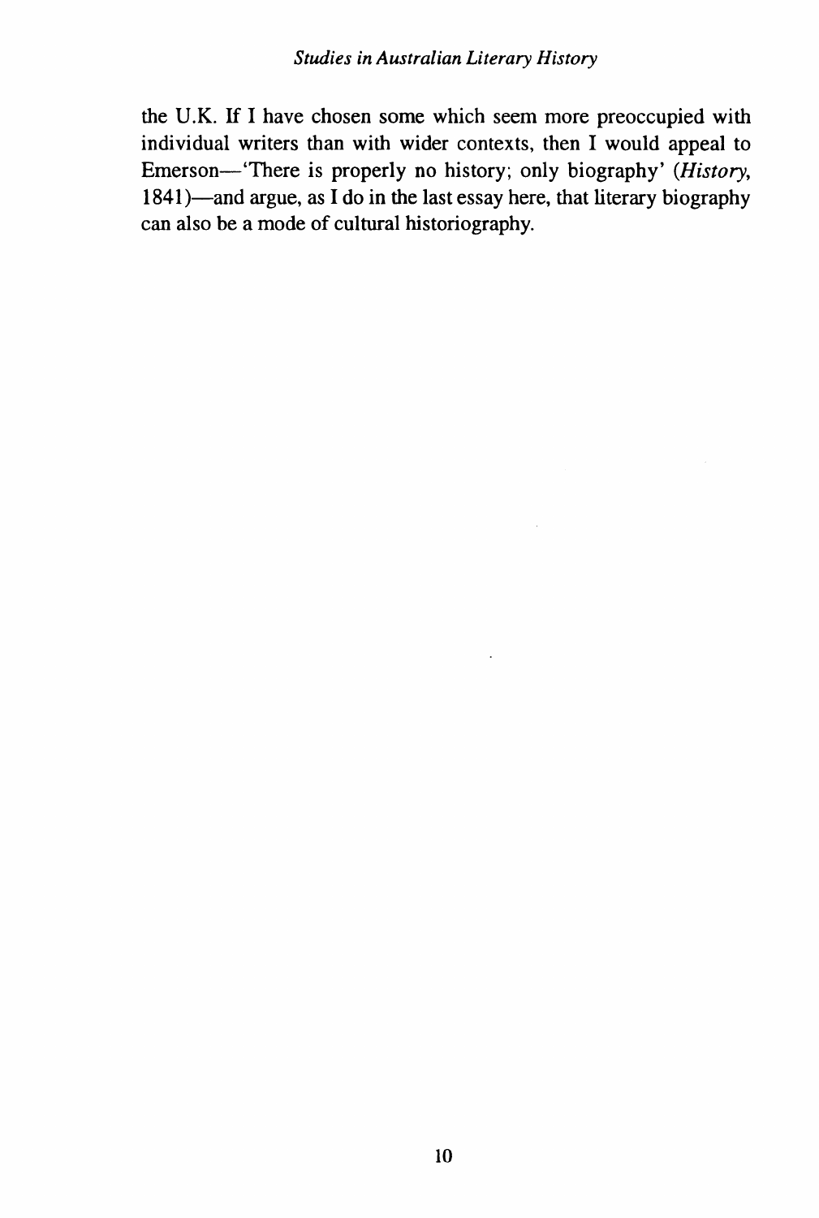the U.K. If I have chosen some which seem more preoccupied with individual writers than with wider contexts, then I would appeal to Emerson—'There is properly no history; only biography' (*History*, 1841)—and argue, as I do in the last essay here, that literary biography can also be a mode of cultural historiography.